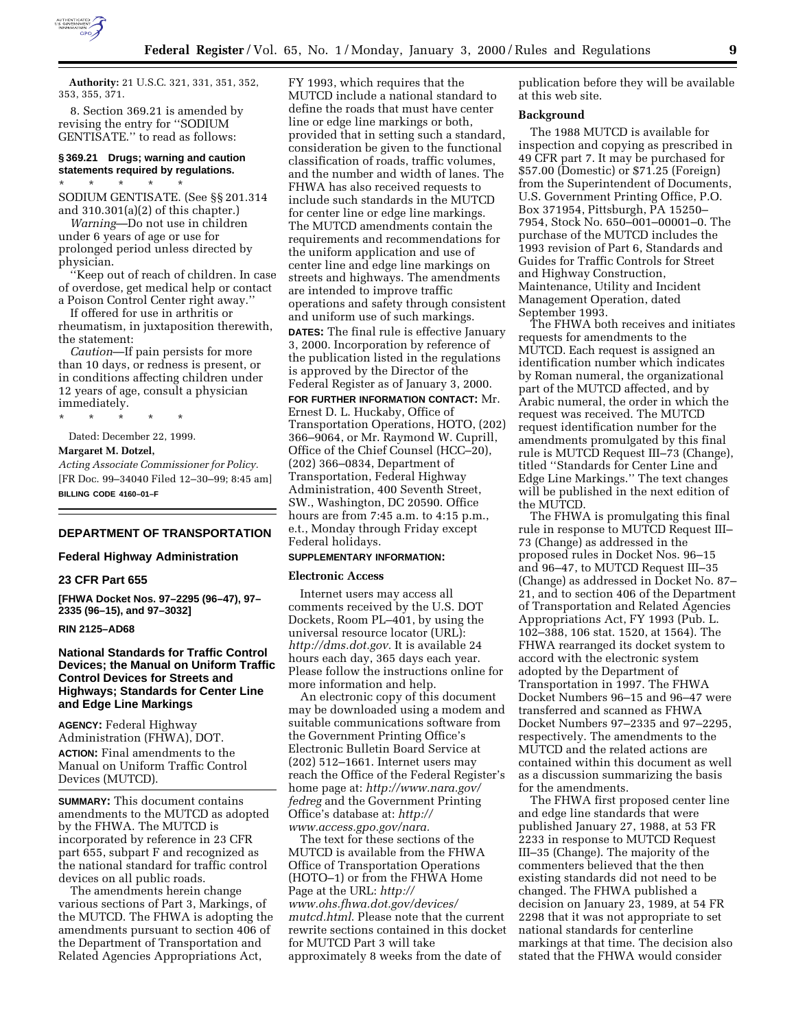**Authority:** 21 U.S.C. 321, 331, 351, 352, 353, 355, 371.

8. Section 369.21 is amended by revising the entry for ''SODIUM GENTISATE.'' to read as follows:

**§ 369.21 Drugs; warning and caution statements required by regulations.**

\* \* \* \* \*

SODIUM GENTISATE. (See §§ 201.314 and 310.301(a)(2) of this chapter.)

*Warning*—Do not use in children under 6 years of age or use for prolonged period unless directed by physician.

''Keep out of reach of children. In case of overdose, get medical help or contact a Poison Control Center right away.''

If offered for use in arthritis or rheumatism, in juxtaposition therewith, the statement:

*Caution*—If pain persists for more than 10 days, or redness is present, or in conditions affecting children under 12 years of age, consult a physician immediately.

\* \* \* \* \*

Dated: December 22, 1999.

**Margaret M. Dotzel,**

*Acting Associate Commissioner for Policy.*

[FR Doc. 99–34040 Filed 12–30–99; 8:45 am]

**BILLING CODE 4160–01–F**

---

## DEPARTMENT OF TRANSPORTATION

### Federal Highway Administration

### 23 CFR Part 655

**[FHWA Docket Nos. 97–2295 (96–47), 97–2335 (96–15), and 97–3032]**

**RIN 2125–AD68**

### National Standards for Traffic Control Devices; the Manual on Uniform Traffic Control Devices for Streets and Highways; Standards for Center Line and Edge Line Markings

**AGENCY:** Federal Highway Administration (FHWA), DOT.

**ACTION:** Final amendments to the Manual on Uniform Traffic Control Devices (MUTCD).

**SUMMARY:** This document contains amendments to the MUTCD as adopted by the FHWA. The MUTCD is incorporated by reference in 23 CFR part 655, subpart F and recognized as the national standard for traffic control devices on all public roads.

The amendments herein change various sections of Part 3, Markings, of the MUTCD. The FHWA is adopting the amendments pursuant to section 406 of the Department of Transportation and Related Agencies Appropriations Act, FY 1993, which requires that the MUTCD include a national standard to define the roads that must have center line or edge line markings or both, provided that in setting such a standard, consideration be given to the functional classification of roads, traffic volumes, and the number and width of lanes. The FHWA has also received requests to include such standards in the MUTCD for center line or edge line markings. The MUTCD amendments contain the requirements and recommendations for the uniform application and use of center line and edge line markings on streets and highways. The amendments are intended to improve traffic operations and safety through consistent and uniform use of such markings.

**DATES:** The final rule is effective January 3, 2000. Incorporation by reference of the publication listed in the regulations is approved by the Director of the Federal Register as of January 3, 2000.

**FOR FURTHER INFORMATION CONTACT:** Mr. Ernest D. L. Huckaby, Office of Transportation Operations, HOTO, (202) 366–9064, or Mr. Raymond W. Cuprill, Office of the Chief Counsel (HCC–20), (202) 366–0834, Department of Transportation, Federal Highway Administration, 400 Seventh Street, SW., Washington, DC 20590. Office hours are from 7:45 a.m. to 4:15 p.m., e.t., Monday through Friday except Federal holidays.

**SUPPLEMENTARY INFORMATION:**

**Electronic Access**

Internet users may access all comments received by the U.S. DOT Dockets, Room PL–401, by using the universal resource locator (URL): *http://dms.dot.gov.* It is available 24 hours each day, 365 days each year. Please follow the instructions online for more information and help.

An electronic copy of this document may be downloaded using a modem and suitable communications software from the Government Printing Office's Electronic Bulletin Board Service at (202) 512–1661. Internet users may reach the Office of the Federal Register's home page at: *http://www.nara.gov/fedreg* and the Government Printing Office's database at: *http://www.access.gpo.gov/nara.*

The text for these sections of the MUTCD is available from the FHWA Office of Transportation Operations (HOTO–1) or from the FHWA Home Page at the URL: *http://www.ohs.fhwa.dot.gov/devices/mutcd.html*. Please note that the current rewrite sections contained in this docket for MUTCD Part 3 will take approximately 8 weeks from the date of publication before they will be available at this web site.

**Background**

The 1988 MUTCD is available for inspection and copying as prescribed in 49 CFR part 7. It may be purchased for $57.00 (Domestic) or $71.25 (Foreign) from the Superintendent of Documents, U.S. Government Printing Office, P.O. Box 371954, Pittsburgh, PA 15250–7954, Stock No. 650–001–00001–0. The purchase of the MUTCD includes the 1993 revision of Part 6, Standards and Guides for Traffic Controls for Street and Highway Construction, Maintenance, Utility and Incident Management Operation, dated September 1993.

The FHWA both receives and initiates requests for amendments to the MUTCD. Each request is assigned an identification number which indicates by Roman numeral, the organizational part of the MUTCD affected, and by Arabic numeral, the order in which the request was received. The MUTCD request identification number for the amendments promulgated by this final rule is MUTCD Request III–73 (Change), titled ''Standards for Center Line and Edge Line Markings.'' The text changes will be published in the next edition of the MUTCD.

The FHWA is promulgating this final rule in response to MUTCD Request III–73 (Change) as addressed in the proposed rules in Docket Nos. 96–15 and 96–47, to MUTCD Request III–35 (Change) as addressed in Docket No. 87–21, and to section 406 of the Department of Transportation and Related Agencies Appropriations Act, FY 1993 (Pub. L. 102–388, 106 stat. 1520, at 1564). The FHWA rearranged its docket system to accord with the electronic system adopted by the Department of Transportation in 1997. The FHWA Docket Numbers 96–15 and 96–47 were transferred and scanned as FHWA Docket Numbers 97–2335 and 97–2295, respectively. The amendments to the MUTCD and the related actions are contained within this document as well as a discussion summarizing the basis for the amendments.

The FHWA first proposed center line and edge line standards that were published January 27, 1988, at 53 FR 2233 in response to MUTCD Request III–35 (Change). The majority of the commenters believed that the then existing standards did not need to be changed. The FHWA published a decision on January 23, 1989, at 54 FR 2298 that it was not appropriate to set national standards for centerline markings at that time. The decision also stated that the FHWA would consider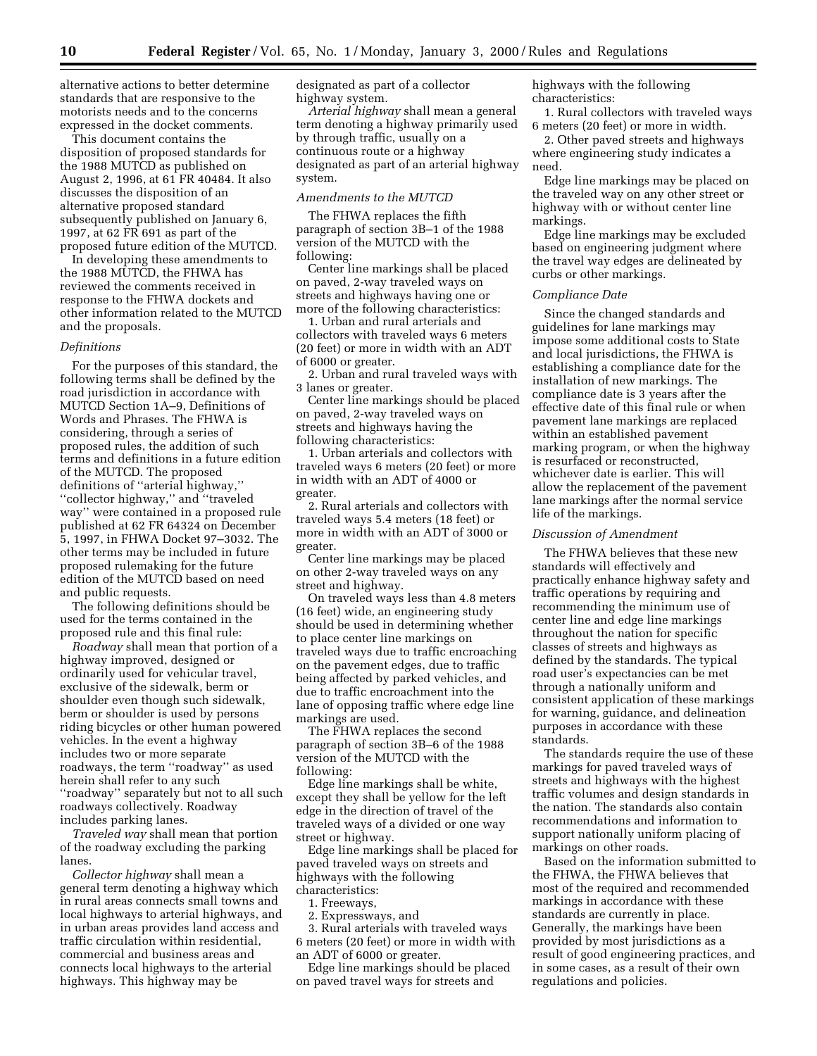alternative actions to better determine standards that are responsive to the motorists needs and to the concerns expressed in the docket comments.

This document contains the disposition of proposed standards for the 1988 MUTCD as published on August 2, 1996, at 61 FR 40484. It also discusses the disposition of an alternative proposed standard subsequently published on January 6, 1997, at 62 FR 691 as part of the proposed future edition of the MUTCD.

In developing these amendments to the 1988 MUTCD, the FHWA has reviewed the comments received in response to the FHWA dockets and other information related to the MUTCD and the proposals.

### *Definitions*

For the purposes of this standard, the following terms shall be defined by the road jurisdiction in accordance with MUTCD Section 1A–9, Definitions of Words and Phrases. The FHWA is considering, through a series of proposed rules, the addition of such terms and definitions in a future edition of the MUTCD. The proposed definitions of ''arterial highway,'' ''collector highway,'' and ''traveled way'' were contained in a proposed rule published at 62 FR 64324 on December 5, 1997, in FHWA Docket 97–3032. The other terms may be included in future proposed rulemaking for the future edition of the MUTCD based on need and public requests.

The following definitions should be used for the terms contained in the proposed rule and this final rule:

*Roadway* shall mean that portion of a highway improved, designed or ordinarily used for vehicular travel, exclusive of the sidewalk, berm or shoulder even though such sidewalk, berm or shoulder is used by persons riding bicycles or other human powered vehicles. In the event a highway includes two or more separate roadways, the term ''roadway'' as used herein shall refer to any such ''roadway'' separately but not to all such roadways collectively. Roadway includes parking lanes.

*Traveled way* shall mean that portion of the roadway excluding the parking lanes.

*Collector highway* shall mean a general term denoting a highway which in rural areas connects small towns and local highways to arterial highways, and in urban areas provides land access and traffic circulation within residential, commercial and business areas and connects local highways to the arterial highways. This highway may be designated as part of a collector highway system.

*Arterial highway* shall mean a general term denoting a highway primarily used by through traffic, usually on a continuous route or a highway designated as part of an arterial highway system.

### *Amendments to the MUTCD*

The FHWA replaces the fifth paragraph of section 3B–1 of the 1988 version of the MUTCD with the following:

Center line markings shall be placed on paved, 2-way traveled ways on streets and highways having one or more of the following characteristics:

1. Urban and rural arterials and collectors with traveled ways 6 meters (20 feet) or more in width with an ADT of 6000 or greater.
2. Urban and rural traveled ways with 3 lanes or greater.

Center line markings should be placed on paved, 2-way traveled ways on streets and highways having the following characteristics:

1. Urban arterials and collectors with traveled ways 6 meters (20 feet) or more in width with an ADT of 4000 or greater.
2. Rural arterials and collectors with traveled ways 5.4 meters (18 feet) or more in width with an ADT of 3000 or greater.

Center line markings may be placed on other 2-way traveled ways on any street and highway.

On traveled ways less than 4.8 meters (16 feet) wide, an engineering study should be used in determining whether to place center line markings on traveled ways due to traffic encroaching on the pavement edges, due to traffic being affected by parked vehicles, and due to traffic encroachment into the lane of opposing traffic where edge line markings are used.

The FHWA replaces the second paragraph of section 3B–6 of the 1988 version of the MUTCD with the following:

Edge line markings shall be white, except they shall be yellow for the left edge in the direction of travel of the traveled ways of a divided or one way street or highway.

Edge line markings shall be placed for paved traveled ways on streets and highways with the following characteristics:

1. Freeways,
2. Expressways, and
3. Rural arterials with traveled ways 6 meters (20 feet) or more in width with an ADT of 6000 or greater.

Edge line markings should be placed on paved travel ways for streets and highways with the following characteristics:

1. Rural collectors with traveled ways 6 meters (20 feet) or more in width.
2. Other paved streets and highways where engineering study indicates a need.

Edge line markings may be placed on the traveled way on any other street or highway with or without center line markings.

Edge line markings may be excluded based on engineering judgment where the travel way edges are delineated by curbs or other markings.

### *Compliance Date*

Since the changed standards and guidelines for lane markings may impose some additional costs to State and local jurisdictions, the FHWA is establishing a compliance date for the installation of new markings. The compliance date is 3 years after the effective date of this final rule or when pavement lane markings are replaced within an established pavement marking program, or when the highway is resurfaced or reconstructed, whichever date is earlier. This will allow the replacement of the pavement lane markings after the normal service life of the markings.

### *Discussion of Amendment*

The FHWA believes that these new standards will effectively and practically enhance highway safety and traffic operations by requiring and recommending the minimum use of center line and edge line markings throughout the nation for specific classes of streets and highways as defined by the standards. The typical road user's expectancies can be met through a nationally uniform and consistent application of these markings for warning, guidance, and delineation purposes in accordance with these standards.

The standards require the use of these markings for paved traveled ways of streets and highways with the highest traffic volumes and design standards in the nation. The standards also contain recommendations and information to support nationally uniform placing of markings on other roads.

Based on the information submitted to the FHWA, the FHWA believes that most of the required and recommended markings in accordance with these standards are currently in place. Generally, the markings have been provided by most jurisdictions as a result of good engineering practices, and in some cases, as a result of their own regulations and policies.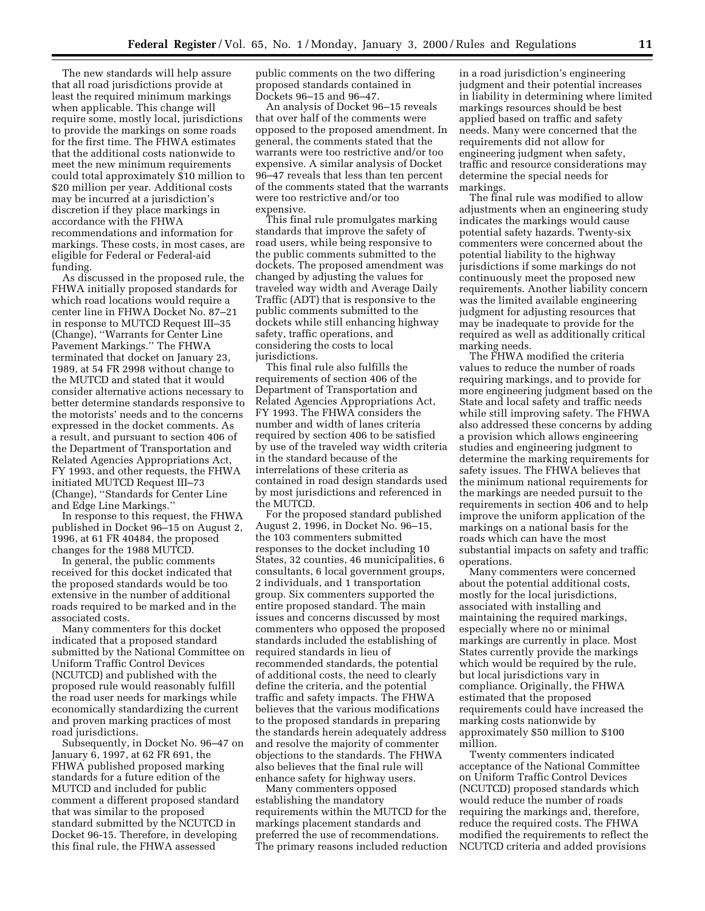The new standards will help assure that all road jurisdictions provide at least the required minimum markings when applicable. This change will require some, mostly local, jurisdictions to provide the markings on some roads for the first time. The FHWA estimates that the additional costs nationwide to meet the new minimum requirements could total approximately $10 million to $20 million per year. Additional costs may be incurred at a jurisdiction's discretion if they place markings in accordance with the FHWA recommendations and information for markings. These costs, in most cases, are eligible for Federal or Federal-aid funding.

As discussed in the proposed rule, the FHWA initially proposed standards for which road locations would require a center line in FHWA Docket No. 87–21 in response to MUTCD Request III–35 (Change), ''Warrants for Center Line Pavement Markings.'' The FHWA terminated that docket on January 23, 1989, at 54 FR 2998 without change to the MUTCD and stated that it would consider alternative actions necessary to better determine standards responsive to the motorists' needs and to the concerns expressed in the docket comments. As a result, and pursuant to section 406 of the Department of Transportation and Related Agencies Appropriations Act, FY 1993, and other requests, the FHWA initiated MUTCD Request III–73 (Change), ''Standards for Center Line and Edge Line Markings.''

In response to this request, the FHWA published in Docket 96–15 on August 2, 1996, at 61 FR 40484, the proposed changes for the 1988 MUTCD.

In general, the public comments received for this docket indicated that the proposed standards would be too extensive in the number of additional roads required to be marked and in the associated costs.

Many commenters for this docket indicated that a proposed standard submitted by the National Committee on Uniform Traffic Control Devices (NCUTCD) and published with the proposed rule would reasonably fulfill the road user needs for markings while economically standardizing the current and proven marking practices of most road jurisdictions.

Subsequently, in Docket No. 96–47 on January 6, 1997, at 62 FR 691, the FHWA published proposed marking standards for a future edition of the MUTCD and included for public comment a different proposed standard that was similar to the proposed standard submitted by the NCUTCD in Docket 96-15. Therefore, in developing this final rule, the FHWA assessed public comments on the two differing proposed standards contained in Dockets 96–15 and 96–47.

An analysis of Docket 96–15 reveals that over half of the comments were opposed to the proposed amendment. In general, the comments stated that the warrants were too restrictive and/or too expensive. A similar analysis of Docket 96–47 reveals that less than ten percent of the comments stated that the warrants were too restrictive and/or too expensive.

This final rule promulgates marking standards that improve the safety of road users, while being responsive to the public comments submitted to the dockets. The proposed amendment was changed by adjusting the values for traveled way width and Average Daily Traffic (ADT) that is responsive to the public comments submitted to the dockets while still enhancing highway safety, traffic operations, and considering the costs to local jurisdictions.

This final rule also fulfills the requirements of section 406 of the Department of Transportation and Related Agencies Appropriations Act, FY 1993. The FHWA considers the number and width of lanes criteria required by section 406 to be satisfied by use of the traveled way width criteria in the standard because of the interrelations of these criteria as contained in road design standards used by most jurisdictions and referenced in the MUTCD.

For the proposed standard published August 2, 1996, in Docket No. 96–15, the 103 commenters submitted responses to the docket including 10 States, 32 counties, 46 municipalities, 6 consultants, 6 local government groups, 2 individuals, and 1 transportation group. Six commenters supported the entire proposed standard. The main issues and concerns discussed by most commenters who opposed the proposed standards included the establishing of required standards in lieu of recommended standards, the potential of additional costs, the need to clearly define the criteria, and the potential traffic and safety impacts. The FHWA believes that the various modifications to the proposed standards in preparing the standards herein adequately address and resolve the majority of commenter objections to the standards. The FHWA also believes that the final rule will enhance safety for highway users.

Many commenters opposed establishing the mandatory requirements within the MUTCD for the markings placement standards and preferred the use of recommendations. The primary reasons included reduction in a road jurisdiction's engineering judgment and their potential increases in liability in determining where limited markings resources should be best applied based on traffic and safety needs. Many were concerned that the requirements did not allow for engineering judgment when safety, traffic and resource considerations may determine the special needs for markings.

The final rule was modified to allow adjustments when an engineering study indicates the markings would cause potential safety hazards. Twenty-six commenters were concerned about the potential liability to the highway jurisdictions if some markings do not continuously meet the proposed new requirements. Another liability concern was the limited available engineering judgment for adjusting resources that may be inadequate to provide for the required as well as additionally critical marking needs.

The FHWA modified the criteria values to reduce the number of roads requiring markings, and to provide for more engineering judgment based on the State and local safety and traffic needs while still improving safety. The FHWA also addressed these concerns by adding a provision which allows engineering studies and engineering judgment to determine the marking requirements for safety issues. The FHWA believes that the minimum national requirements for the markings are needed pursuit to the requirements in section 406 and to help improve the uniform application of the markings on a national basis for the roads which can have the most substantial impacts on safety and traffic operations.

Many commenters were concerned about the potential additional costs, mostly for the local jurisdictions, associated with installing and maintaining the required markings, especially where no or minimal markings are currently in place. Most States currently provide the markings which would be required by the rule, but local jurisdictions vary in compliance. Originally, the FHWA estimated that the proposed requirements could have increased the marking costs nationwide by approximately $50 million to $100 million.

Twenty commenters indicated acceptance of the National Committee on Uniform Traffic Control Devices (NCUTCD) proposed standards which would reduce the number of roads requiring the markings and, therefore, reduce the required costs. The FHWA modified the requirements to reflect the NCUTCD criteria and added provisions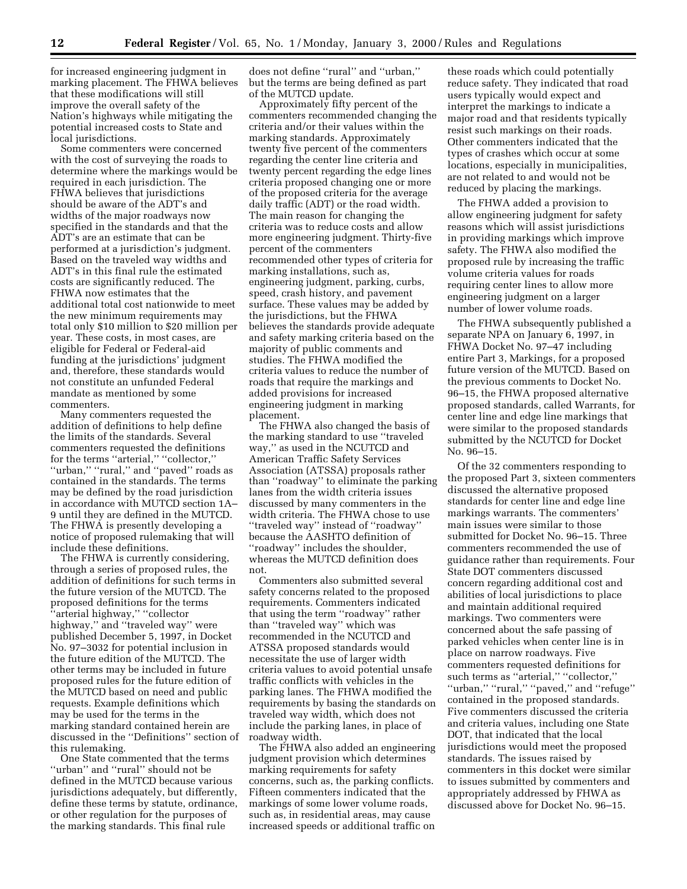for increased engineering judgment in marking placement. The FHWA believes that these modifications will still improve the overall safety of the Nation's highways while mitigating the potential increased costs to State and local jurisdictions.

Some commenters were concerned with the cost of surveying the roads to determine where the markings would be required in each jurisdiction. The FHWA believes that jurisdictions should be aware of the ADT's and widths of the major roadways now specified in the standards and that the ADT's are an estimate that can be performed at a jurisdiction's judgment. Based on the traveled way widths and ADT's in this final rule the estimated costs are significantly reduced. The FHWA now estimates that the additional total cost nationwide to meet the new minimum requirements may total only $10 million to $20 million per year. These costs, in most cases, are eligible for Federal or Federal-aid funding at the jurisdictions' judgment and, therefore, these standards would not constitute an unfunded Federal mandate as mentioned by some commenters.

Many commenters requested the addition of definitions to help define the limits of the standards. Several commenters requested the definitions for the terms "arterial," "collector," "urban," "rural," and "paved" roads as contained in the standards. The terms may be defined by the road jurisdiction in accordance with MUTCD section 1A–9 until they are defined in the MUTCD. The FHWA is presently developing a notice of proposed rulemaking that will include these definitions.

The FHWA is currently considering, through a series of proposed rules, the addition of definitions for such terms in the future version of the MUTCD. The proposed definitions for the terms "arterial highway," "collector highway," and "traveled way" were published December 5, 1997, in Docket No. 97–3032 for potential inclusion in the future edition of the MUTCD. The other terms may be included in future proposed rules for the future edition of the MUTCD based on need and public requests. Example definitions which may be used for the terms in the marking standard contained herein are discussed in the "Definitions" section of this rulemaking.

One State commented that the terms "urban" and "rural" should not be defined in the MUTCD because various jurisdictions adequately, but differently, define these terms by statute, ordinance, or other regulation for the purposes of the marking standards. This final rule does not define "rural" and "urban," but the terms are being defined as part of the MUTCD update.

Approximately fifty percent of the commenters recommended changing the criteria and/or their values within the marking standards. Approximately twenty five percent of the commenters regarding the center line criteria and twenty percent regarding the edge lines criteria proposed changing one or more of the proposed criteria for the average daily traffic (ADT) or the road width. The main reason for changing the criteria was to reduce costs and allow more engineering judgment. Thirty-five percent of the commenters recommended other types of criteria for marking installations, such as, engineering judgment, parking, curbs, speed, crash history, and pavement surface. These values may be added by the jurisdictions, but the FHWA believes the standards provide adequate and safety marking criteria based on the majority of public comments and studies. The FHWA modified the criteria values to reduce the number of roads that require the markings and added provisions for increased engineering judgment in marking placement.

The FHWA also changed the basis of the marking standard to use "traveled way," as used in the NCUTCD and American Traffic Safety Services Association (ATSSA) proposals rather than "roadway" to eliminate the parking lanes from the width criteria issues discussed by many commenters in the width criteria. The FHWA chose to use "traveled way" instead of "roadway" because the AASHTO definition of "roadway" includes the shoulder, whereas the MUTCD definition does not.

Commenters also submitted several safety concerns related to the proposed requirements. Commenters indicated that using the term "roadway" rather than "traveled way" which was recommended in the NCUTCD and ATSSA proposed standards would necessitate the use of larger width criteria values to avoid potential unsafe traffic conflicts with vehicles in the parking lanes. The FHWA modified the requirements by basing the standards on traveled way width, which does not include the parking lanes, in place of roadway width.

The FHWA also added an engineering judgment provision which determines marking requirements for safety concerns, such as, the parking conflicts. Fifteen commenters indicated that the markings of some lower volume roads, such as, in residential areas, may cause increased speeds or additional traffic on these roads which could potentially reduce safety. They indicated that road users typically would expect and interpret the markings to indicate a major road and that residents typically resist such markings on their roads. Other commenters indicated that the types of crashes which occur at some locations, especially in municipalities, are not related to and would not be reduced by placing the markings.

The FHWA added a provision to allow engineering judgment for safety reasons which will assist jurisdictions in providing markings which improve safety. The FHWA also modified the proposed rule by increasing the traffic volume criteria values for roads requiring center lines to allow more engineering judgment on a larger number of lower volume roads.

The FHWA subsequently published a separate NPA on January 6, 1997, in FHWA Docket No. 97–47 including entire Part 3, Markings, for a proposed future version of the MUTCD. Based on the previous comments to Docket No. 96–15, the FHWA proposed alternative proposed standards, called Warrants, for center line and edge line markings that were similar to the proposed standards submitted by the NCUTCD for Docket No. 96–15.

Of the 32 commenters responding to the proposed Part 3, sixteen commenters discussed the alternative proposed standards for center line and edge line markings warrants. The commenters' main issues were similar to those submitted for Docket No. 96–15. Three commenters recommended the use of guidance rather than requirements. Four State DOT commenters discussed concern regarding additional cost and abilities of local jurisdictions to place and maintain additional required markings. Two commenters were concerned about the safe passing of parked vehicles when center line is in place on narrow roadways. Five commenters requested definitions for such terms as "arterial," "collector," "urban," "rural," "paved," and "refuge" contained in the proposed standards. Five commenters discussed the criteria and criteria values, including one State DOT, that indicated that the local jurisdictions would meet the proposed standards. The issues raised by commenters in this docket were similar to issues submitted by commenters and appropriately addressed by FHWA as discussed above for Docket No. 96–15.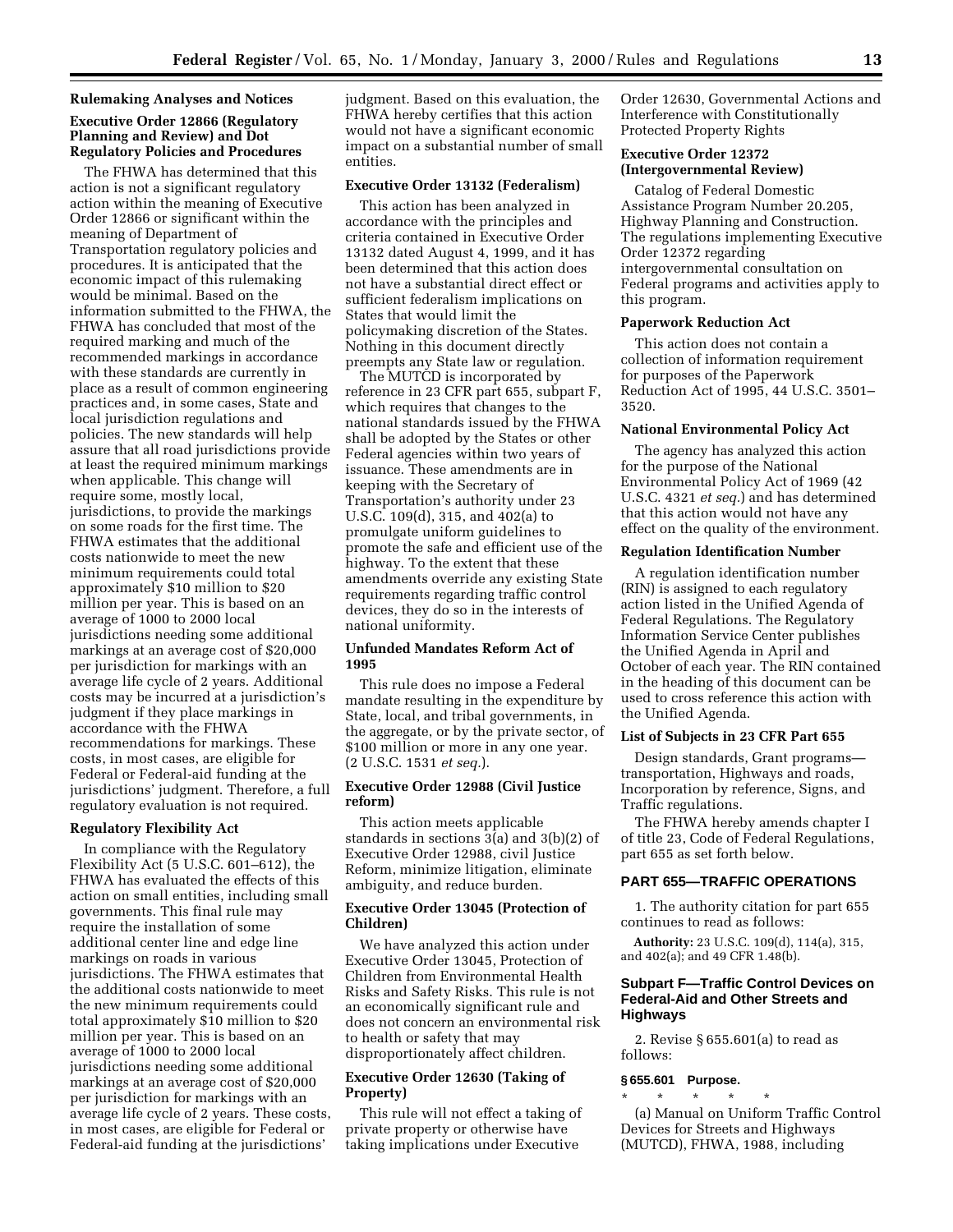## Rulemaking Analyses and Notices

### Executive Order 12866 (Regulatory Planning and Review) and Dot Regulatory Policies and Procedures

The FHWA has determined that this action is not a significant regulatory action within the meaning of Executive Order 12866 or significant within the meaning of Department of Transportation regulatory policies and procedures. It is anticipated that the economic impact of this rulemaking would be minimal. Based on the information submitted to the FHWA, the FHWA has concluded that most of the required marking and much of the recommended markings in accordance with these standards are currently in place as a result of common engineering practices and, in some cases, State and local jurisdiction regulations and policies. The new standards will help assure that all road jurisdictions provide at least the required minimum markings when applicable. This change will require some, mostly local, jurisdictions, to provide the markings on some roads for the first time. The FHWA estimates that the additional costs nationwide to meet the new minimum requirements could total approximately $10 million to $20 million per year. This is based on an average of 1000 to 2000 local jurisdictions needing some additional markings at an average cost of $20,000 per jurisdiction for markings with an average life cycle of 2 years. Additional costs may be incurred at a jurisdiction's judgment if they place markings in accordance with the FHWA recommendations for markings. These costs, in most cases, are eligible for Federal or Federal-aid funding at the jurisdictions' judgment. Therefore, a full regulatory evaluation is not required.

### Regulatory Flexibility Act

In compliance with the Regulatory Flexibility Act (5 U.S.C. 601–612), the FHWA has evaluated the effects of this action on small entities, including small governments. This final rule may require the installation of some additional center line and edge line markings on roads in various jurisdictions. The FHWA estimates that the additional costs nationwide to meet the new minimum requirements could total approximately $10 million to $20 million per year. This is based on an average of 1000 to 2000 local jurisdictions needing some additional markings at an average cost of $20,000 per jurisdiction for markings with an average life cycle of 2 years. These costs, in most cases, are eligible for Federal or Federal-aid funding at the jurisdictions' judgment. Based on this evaluation, the FHWA hereby certifies that this action would not have a significant economic impact on a substantial number of small entities.

### Executive Order 13132 (Federalism)

This action has been analyzed in accordance with the principles and criteria contained in Executive Order 13132 dated August 4, 1999, and it has been determined that this action does not have a substantial direct effect or sufficient federalism implications on States that would limit the policymaking discretion of the States. Nothing in this document directly preempts any State law or regulation.

The MUTCD is incorporated by reference in 23 CFR part 655, subpart F, which requires that changes to the national standards issued by the FHWA shall be adopted by the States or other Federal agencies within two years of issuance. These amendments are in keeping with the Secretary of Transportation's authority under 23 U.S.C. 109(d), 315, and 402(a) to promulgate uniform guidelines to promote the safe and efficient use of the highway. To the extent that these amendments override any existing State requirements regarding traffic control devices, they do so in the interests of national uniformity.

### Unfunded Mandates Reform Act of 1995

This rule does no impose a Federal mandate resulting in the expenditure by State, local, and tribal governments, in the aggregate, or by the private sector, of $100 million or more in any one year. (2 U.S.C. 1531 *et seq.*).

### Executive Order 12988 (Civil Justice reform)

This action meets applicable standards in sections 3(a) and 3(b)(2) of Executive Order 12988, civil Justice Reform, minimize litigation, eliminate ambiguity, and reduce burden.

### Executive Order 13045 (Protection of Children)

We have analyzed this action under Executive Order 13045, Protection of Children from Environmental Health Risks and Safety Risks. This rule is not an economically significant rule and does not concern an environmental risk to health or safety that may disproportionately affect children.

### Executive Order 12630 (Taking of Property)

This rule will not effect a taking of private property or otherwise have taking implications under Executive Order 12630, Governmental Actions and Interference with Constitutionally Protected Property Rights

### Executive Order 12372 (Intergovernmental Review)

Catalog of Federal Domestic Assistance Program Number 20.205, Highway Planning and Construction. The regulations implementing Executive Order 12372 regarding intergovernmental consultation on Federal programs and activities apply to this program.

### Paperwork Reduction Act

This action does not contain a collection of information requirement for purposes of the Paperwork Reduction Act of 1995, 44 U.S.C. 3501–3520.

### National Environmental Policy Act

The agency has analyzed this action for the purpose of the National Environmental Policy Act of 1969 (42 U.S.C. 4321 *et seq.*) and has determined that this action would not have any effect on the quality of the environment.

### Regulation Identification Number

A regulation identification number (RIN) is assigned to each regulatory action listed in the Unified Agenda of Federal Regulations. The Regulatory Information Service Center publishes the Unified Agenda in April and October of each year. The RIN contained in the heading of this document can be used to cross reference this action with the Unified Agenda.

### List of Subjects in 23 CFR Part 655

Design standards, Grant programs—transportation, Highways and roads, Incorporation by reference, Signs, and Traffic regulations.

The FHWA hereby amends chapter I of title 23, Code of Federal Regulations, part 655 as set forth below.

## PART 655—TRAFFIC OPERATIONS

1. The authority citation for part 655 continues to read as follows:

**Authority:** 23 U.S.C. 109(d), 114(a), 315, and 402(a); and 49 CFR 1.48(b).

### Subpart F—Traffic Control Devices on Federal-Aid and Other Streets and Highways

2. Revise § 655.601(a) to read as follows:

**§ 655.601 Purpose.**

\* \* \* \* \*

(a) Manual on Uniform Traffic Control Devices for Streets and Highways (MUTCD), FHWA, 1988, including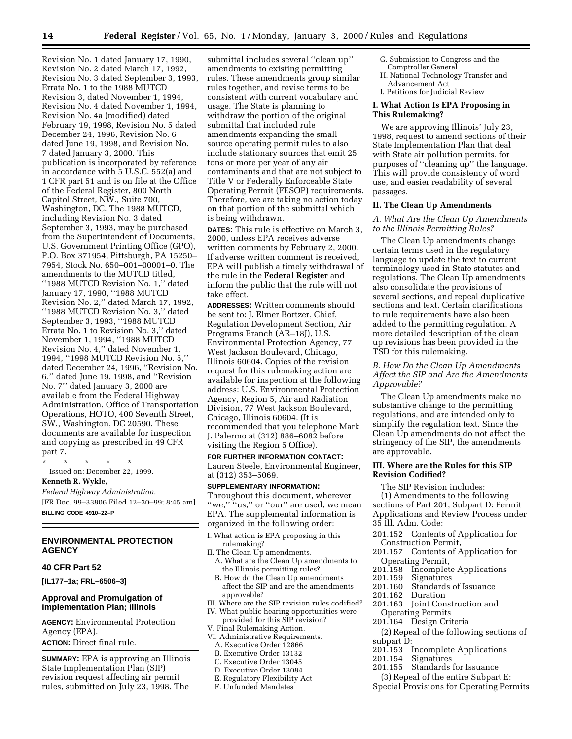Revision No. 1 dated January 17, 1990, Revision No. 2 dated March 17, 1992, Revision No. 3 dated September 3, 1993, Errata No. 1 to the 1988 MUTCD Revision 3, dated November 1, 1994, Revision No. 4 dated November 1, 1994, Revision No. 4a (modified) dated February 19, 1998, Revision No. 5 dated December 24, 1996, Revision No. 6 dated June 19, 1998, and Revision No. 7 dated January 3, 2000. This publication is incorporated by reference in accordance with 5 U.S.C. 552(a) and 1 CFR part 51 and is on file at the Office of the Federal Register, 800 North Capitol Street, NW., Suite 700, Washington, DC. The 1988 MUTCD, including Revision No. 3 dated September 3, 1993, may be purchased from the Superintendent of Documents, U.S. Government Printing Office (GPO), P.O. Box 371954, Pittsburgh, PA 15250–7954, Stock No. 650–001–00001–0. The amendments to the MUTCD titled, ''1988 MUTCD Revision No. 1,'' dated January 17, 1990, ''1988 MUTCD Revision No. 2,'' dated March 17, 1992, ''1988 MUTCD Revision No. 3,'' dated September 3, 1993, ''1988 MUTCD Errata No. 1 to Revision No. 3,'' dated November 1, 1994, ''1988 MUTCD Revision No. 4,'' dated November 1, 1994, ''1998 MUTCD Revision No. 5,'' dated December 24, 1996, ''Revision No. 6,'' dated June 19, 1998, and ''Revision No. 7'' dated January 3, 2000 are available from the Federal Highway Administration, Office of Transportation Operations, HOTO, 400 Seventh Street, SW., Washington, DC 20590. These documents are available for inspection and copying as prescribed in 49 CFR part 7.

\* \* \* \* \*

Issued on: December 22, 1999.

**Kenneth R. Wykle,**

*Federal Highway Administration.*

[FR Doc. 99–33806 Filed 12–30–99; 8:45 am]

**BILLING CODE 4910–22–P**

---

## ENVIRONMENTAL PROTECTION AGENCY

### 40 CFR Part 52

**[IL177–1a; FRL–6506–3]**

### Approval and Promulgation of Implementation Plan; Illinois

**AGENCY:** Environmental Protection Agency (EPA).

**ACTION:** Direct final rule.

**SUMMARY:** EPA is approving an Illinois State Implementation Plan (SIP) revision request affecting air permit rules, submitted on July 23, 1998. The submittal includes several ''clean up'' amendments to existing permitting rules. These amendments group similar rules together, and revise terms to be consistent with current vocabulary and usage. The State is planning to withdraw the portion of the original submittal that included rule amendments expanding the small source operating permit rules to also include stationary sources that emit 25 tons or more per year of any air contaminants and that are not subject to Title V or Federally Enforceable State Operating Permit (FESOP) requirements. Therefore, we are taking no action today on that portion of the submittal which is being withdrawn.

**DATES:** This rule is effective on March 3, 2000, unless EPA receives adverse written comments by February 2, 2000. If adverse written comment is received, EPA will publish a timely withdrawal of the rule in the **Federal Register** and inform the public that the rule will not take effect.

**ADDRESSES:** Written comments should be sent to: J. Elmer Bortzer, Chief, Regulation Development Section, Air Programs Branch (AR–18J), U.S. Environmental Protection Agency, 77 West Jackson Boulevard, Chicago, Illinois 60604. Copies of the revision request for this rulemaking action are available for inspection at the following address: U.S. Environmental Protection Agency, Region 5, Air and Radiation Division, 77 West Jackson Boulevard, Chicago, Illinois 60604. (It is recommended that you telephone Mark J. Palermo at (312) 886–6082 before visiting the Region 5 Office).

**FOR FURTHER INFORMATION CONTACT:** Lauren Steele, Environmental Engineer, at (312) 353–5069.

**SUPPLEMENTARY INFORMATION:** Throughout this document, wherever ''we,'' ''us,'' or ''our'' are used, we mean EPA. The supplemental information is organized in the following order:

I. What action is EPA proposing in this rulemaking?
II. The Clean Up amendments.
  A. What are the Clean Up amendments to the Illinois permitting rules?
  B. How do the Clean Up amendments affect the SIP and are the amendments approvable?
III. Where are the SIP revision rules codified?
IV. What public hearing opportunities were provided for this SIP revision?
V. Final Rulemaking Action.
VI. Administrative Requirements.
  A. Executive Order 12866
  B. Executive Order 13132
  C. Executive Order 13045
  D. Executive Order 13084
  E. Regulatory Flexibility Act
  F. Unfunded Mandates
  G. Submission to Congress and the Comptroller General
  H. National Technology Transfer and Advancement Act
  I. Petitions for Judicial Review

### I. What Action Is EPA Proposing in This Rulemaking?

We are approving Illinois' July 23, 1998, request to amend sections of their State Implementation Plan that deal with State air pollution permits, for purposes of ''cleaning up'' the language. This will provide consistency of word use, and easier readability of several passages.

### II. The Clean Up Amendments

#### *A. What Are the Clean Up Amendments to the Illinois Permitting Rules?*

The Clean Up amendments change certain terms used in the regulatory language to update the text to current terminology used in State statutes and regulations. The Clean Up amendments also consolidate the provisions of several sections, and repeal duplicative sections and text. Certain clarifications to rule requirements have also been added to the permitting regulation. A more detailed description of the clean up revisions has been provided in the TSD for this rulemaking.

#### *B. How Do the Clean Up Amendments Affect the SIP and Are the Amendments Approvable?*

The Clean Up amendments make no substantive change to the permitting regulations, and are intended only to simplify the regulation text. Since the Clean Up amendments do not affect the stringency of the SIP, the amendments are approvable.

### III. Where are the Rules for this SIP Revision Codified?

The SIP Revision includes:

(1) Amendments to the following sections of Part 201, Subpart D: Permit Applications and Review Process under 35 Ill. Adm. Code:

201.152 Contents of Application for Construction Permit,
201.157 Contents of Application for Operating Permit,
201.158 Incomplete Applications
201.159 Signatures
201.160 Standards of Issuance
201.162 Duration
201.163 Joint Construction and Operating Permits
201.164 Design Criteria

(2) Repeal of the following sections of subpart D:

201.153 Incomplete Applications
201.154 Signatures
201.155 Standards for Issuance

(3) Repeal of the entire Subpart E: Special Provisions for Operating Permits